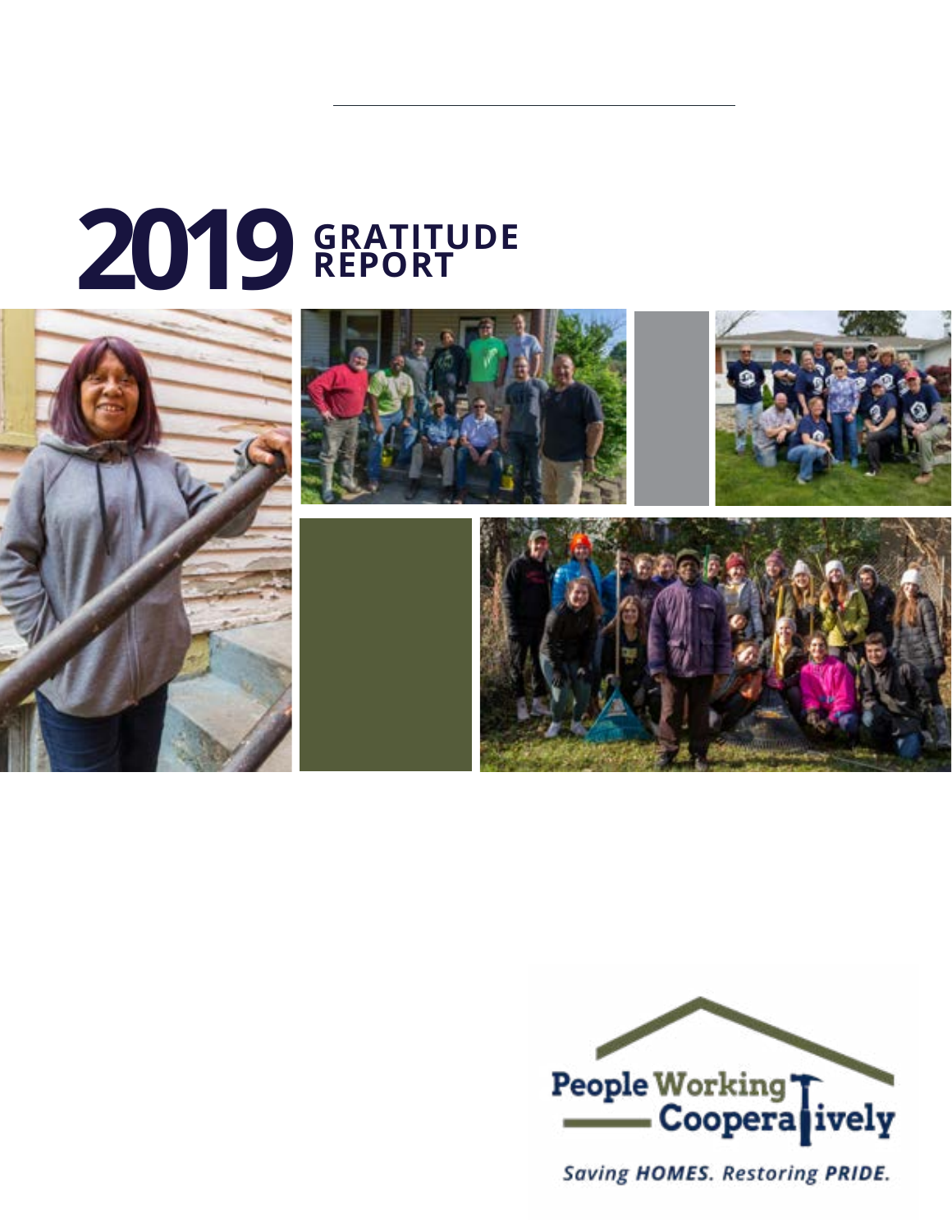# 2019 GRATITUDE REPORT

People Working Cooperatively

*Saving HOMES. Restoring PRIDE.*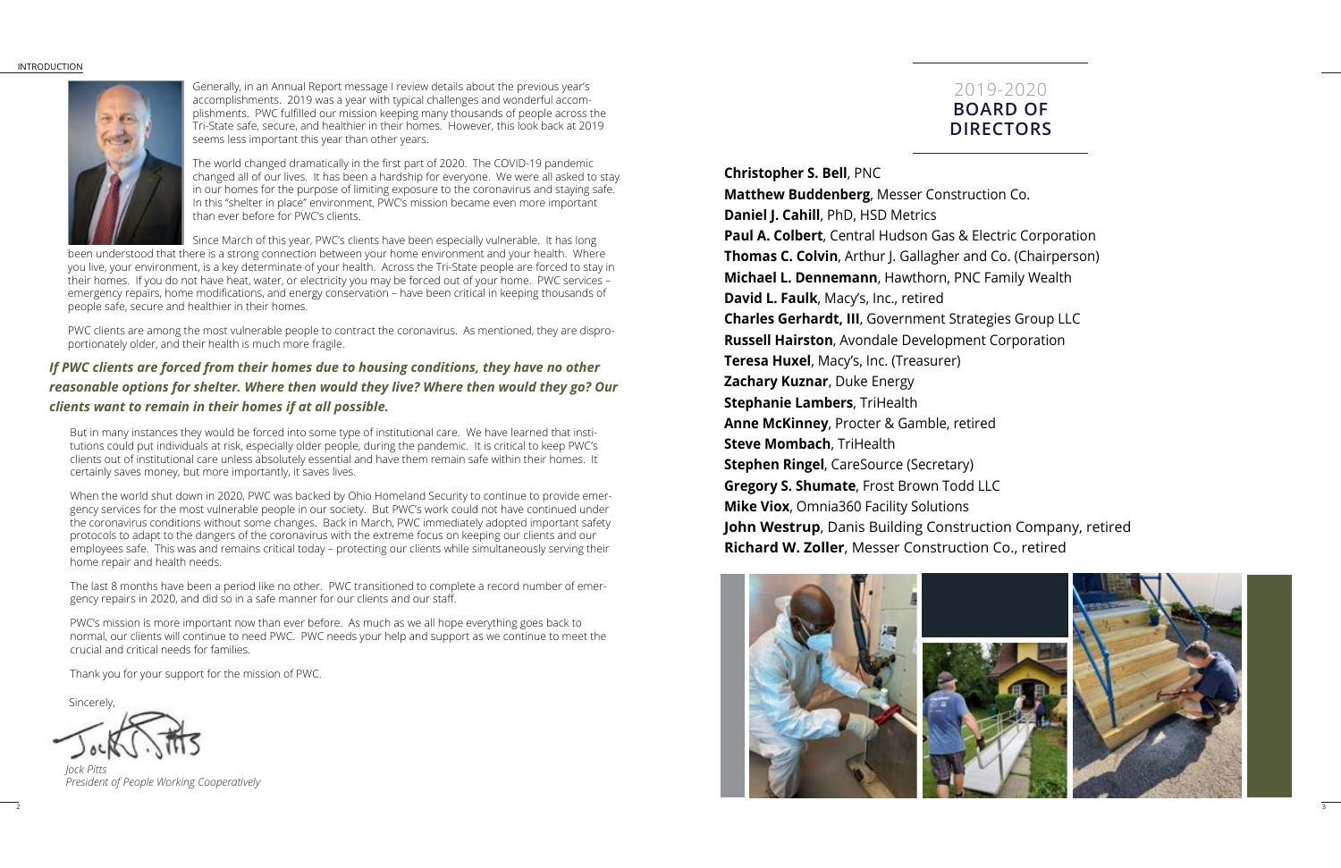Generally, in an Annual Report message I review details about the previous year's accomplishments. 2019 was a year with typical challenges and wonderful accomplishments. PWC fulfilled our mission keeping many thousands of people across the Tri-State safe, secure, and healthier in their homes. However, this look back at 2019 seems less important this year than other years.

The world changed dramatically in the first part of 2020. The COVID-19 pandemic changed all of our lives. It has been a hardship for everyone. We were all asked to stay in our homes for the purpose of limiting exposure to the coronavirus and staying safe. In this "shelter in place" environment, PWC's mission became even more important than ever before for PWC's clients.

Since March of this year, PWC's clients have been especially vulnerable. It has long been understood that there is a strong connection between your home environment and your health. Where you live, your environment, is a key determinate of your health. Across the Tri-State people are forced to stay in their homes. If you do not have heat, water, or electricity you may be forced out of your home. PWC services – emergency repairs, home modifications, and energy conservation – have been critical in keeping thousands of people safe, secure and healthier in their homes.

PWC clients are among the most vulnerable people to contract the coronavirus. As mentioned, they are disproportionately older, and their health is much more fragile.

***If PWC clients are forced from their homes due to housing conditions, they have no other reasonable options for shelter. Where then would they live? Where then would they go? Our clients want to remain in their homes if at all possible.***

But in many instances they would be forced into some type of institutional care. We have learned that institutions could put individuals at risk, especially older people, during the pandemic. It is critical to keep PWC's clients out of institutional care unless absolutely essential and have them remain safe within their homes. It certainly saves money, but more importantly, it saves lives.

When the world shut down in 2020, PWC was backed by Ohio Homeland Security to continue to provide emergency services for the most vulnerable people in our society. But PWC's work could not have continued under the coronavirus conditions without some changes. Back in March, PWC immediately adopted important safety protocols to adapt to the dangers of the coronavirus with the extreme focus on keeping our clients and our employees safe. This was and remains critical today – protecting our clients while simultaneously serving their home repair and health needs.

The last 8 months have been a period like no other. PWC transitioned to complete a record number of emergency repairs in 2020, and did so in a safe manner for our clients and our staff.

PWC's mission is more important now than ever before. As much as we all hope everything goes back to normal, our clients will continue to need PWC. PWC needs your help and support as we continue to meet the crucial and critical needs for families.

Thank you for your support for the mission of PWC.

Sincerely,

*Jock Pitts*
*President of People Working Cooperatively*

## 2019-2020 BOARD OF DIRECTORS

**Christopher S. Bell**, PNC
**Matthew Buddenberg**, Messer Construction Co.
**Daniel J. Cahill**, PhD, HSD Metrics
**Paul A. Colbert**, Central Hudson Gas & Electric Corporation
**Thomas C. Colvin**, Arthur J. Gallagher and Co. (Chairperson)
**Michael L. Dennemann**, Hawthorn, PNC Family Wealth
**David L. Faulk**, Macy's, Inc., retired
**Charles Gerhardt, III**, Government Strategies Group LLC
**Russell Hairston**, Avondale Development Corporation
**Teresa Huxel**, Macy's, Inc. (Treasurer)
**Zachary Kuznar**, Duke Energy
**Stephanie Lambers**, TriHealth
**Anne McKinney**, Procter & Gamble, retired
**Steve Mombach**, TriHealth
**Stephen Ringel**, CareSource (Secretary)
**Gregory S. Shumate**, Frost Brown Todd LLC
**Mike Viox**, Omnia360 Facility Solutions
**John Westrup**, Danis Building Construction Company, retired
**Richard W. Zoller**, Messer Construction Co., retired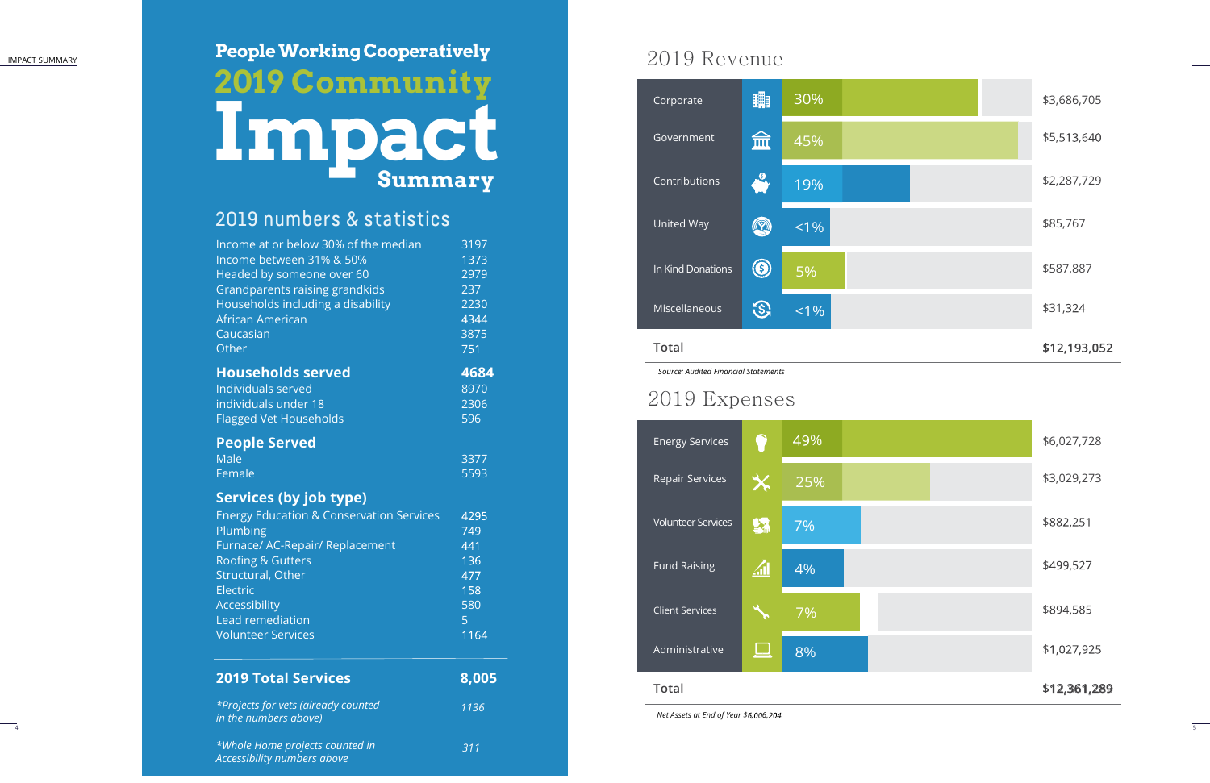# People Working Cooperatively
# 2019 Community Impact Summary

## 2019 numbers & statistics

| | |
|---|---|
| Income at or below 30% of the median | 3197 |
| Income between 31% & 50% | 1373 |
| Headed by someone over 60 | 2979 |
| Grandparents raising grandkids | 237 |
| Households including a disability | 2230 |
| African American | 4344 |
| Caucasian | 3875 |
| Other | 751 |
| **Households served** | **4684** |
| Individuals served | 8970 |
| individuals under 18 | 2306 |
| Flagged Vet Households | 596 |
| **People Served** | |
| Male | 3377 |
| Female | 5593 |
| **Services (by job type)** | |
| Energy Education & Conservation Services | 4295 |
| Plumbing | 749 |
| Furnace/ AC-Repair/ Replacement | 441 |
| Roofing & Gutters | 136 |
| Structural, Other | 477 |
| Electric | 158 |
| Accessibility | 580 |
| Lead remediation | 5 |
| Volunteer Services | 1164 |
| **2019 Total Services** | **8,005** |
| *\*Projects for vets (already counted in the numbers above)* | *1136* |
| *\*Whole Home projects counted in Accessibility numbers above* | *311* |

## 2019 Revenue

| Source | % | Amount |
|---|---|---|
| Corporate | 30% | $3,686,705 |
| Government | 45% | $5,513,640 |
| Contributions | 19% | $2,287,729 |
| United Way | <1% | $85,767 |
| In Kind Donations | 5% | $587,887 |
| Miscellaneous | <1% | $31,324 |
| **Total** | | **$12,193,052** |

*Source: Audited Financial Statements*

## 2019 Expenses

| Category | % | Amount |
|---|---|---|
| Energy Services | 49% | $6,027,728 |
| Repair Services | 25% | $3,029,273 |
| Volunteer Services | 7% | $882,251 |
| Fund Raising | 4% | $499,527 |
| Client Services | 7% | $894,585 |
| Administrative | 8% | $1,027,925 |
| **Total** | | **$12,361,289** |

*Net Assets at End of Year $6,006,204*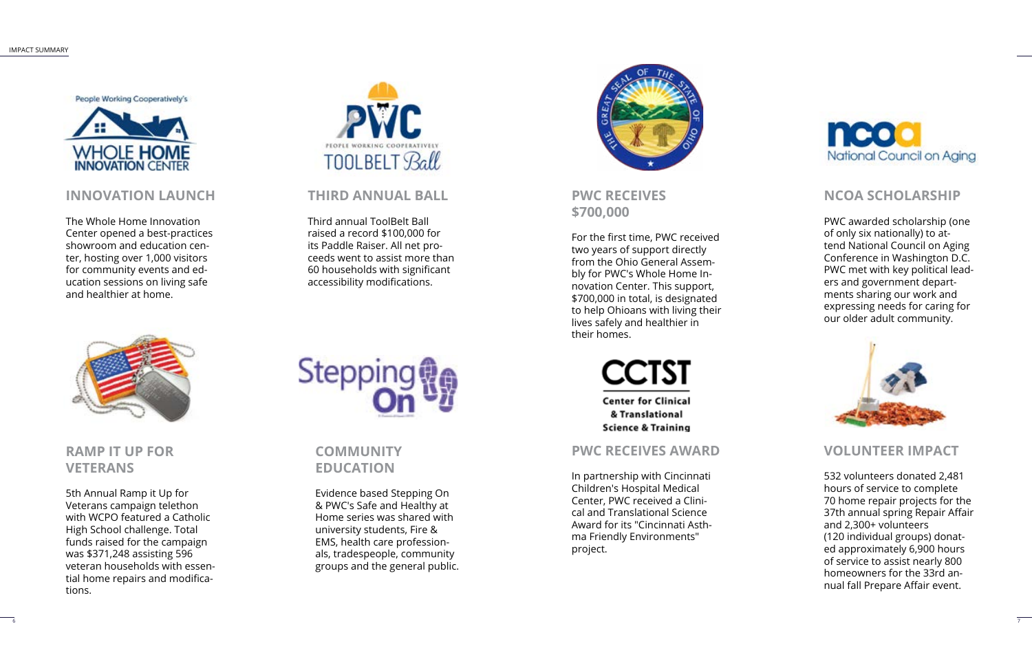## INNOVATION LAUNCH

The Whole Home Innovation Center opened a best-practices showroom and education center, hosting over 1,000 visitors for community events and education sessions on living safe and healthier at home.

## THIRD ANNUAL BALL

Third annual ToolBelt Ball raised a record $100,000 for its Paddle Raiser. All net proceeds went to assist more than 60 households with significant accessibility modifications.

## PWC RECEIVES $700,000

For the first time, PWC received two years of support directly from the Ohio General Assembly for PWC's Whole Home Innovation Center. This support, $700,000 in total, is designated to help Ohioans with living their lives safely and healthier in their homes.

## NCOA SCHOLARSHIP

PWC awarded scholarship (one of only six nationally) to attend National Council on Aging Conference in Washington D.C. PWC met with key political leaders and government departments sharing our work and expressing needs for caring for our older adult community.

## RAMP IT UP FOR VETERANS

5th Annual Ramp it Up for Veterans campaign telethon with WCPO featured a Catholic High School challenge. Total funds raised for the campaign was $371,248 assisting 596 veteran households with essential home repairs and modifications.

## COMMUNITY EDUCATION

Evidence based Stepping On & PWC's Safe and Healthy at Home series was shared with university students, Fire & EMS, health care professionals, tradespeople, community groups and the general public.

## PWC RECEIVES AWARD

In partnership with Cincinnati Children's Hospital Medical Center, PWC received a Clinical and Translational Science Award for its "Cincinnati Asthma Friendly Environments" project.

## VOLUNTEER IMPACT

532 volunteers donated 2,481 hours of service to complete 70 home repair projects for the 37th annual spring Repair Affair and 2,300+ volunteers (120 individual groups) donated approximately 6,900 hours of service to assist nearly 800 homeowners for the 33rd annual fall Prepare Affair event.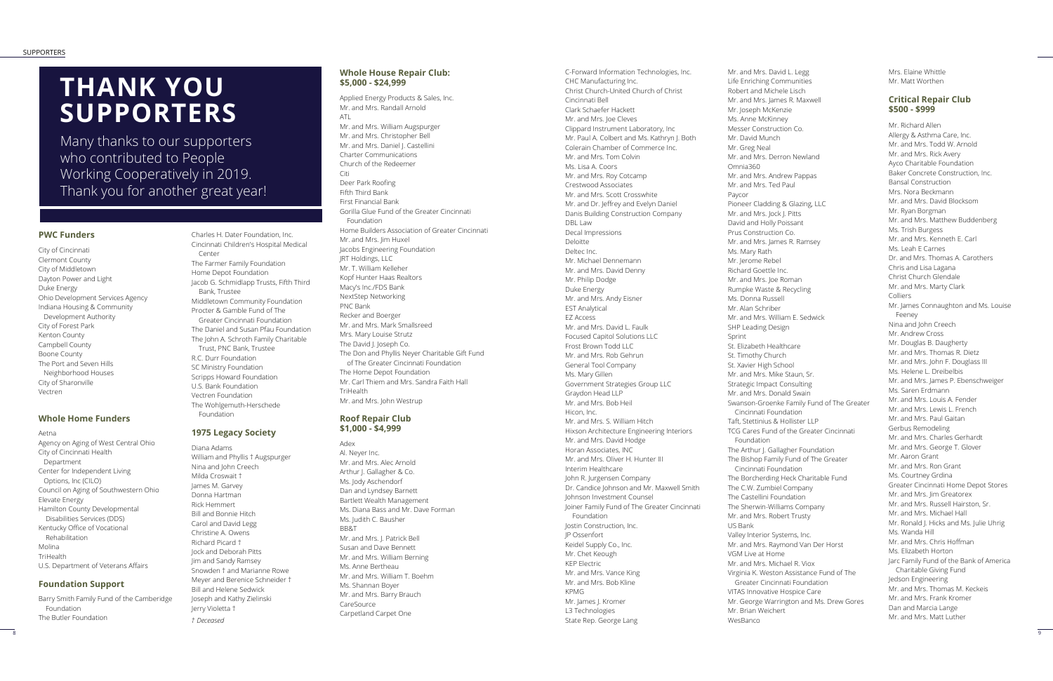# THANK YOU SUPPORTERS

Many thanks to our supporters who contributed to People Working Cooperatively in 2019. Thank you for another great year!

## PWC Funders

City of Cincinnati
Clermont County
City of Middletown
Dayton Power and Light
Duke Energy
Ohio Development Services Agency
Indiana Housing & Community Development Authority
City of Forest Park
Kenton County
Campbell County
Boone County
The Port and Seven Hills Neighborhood Houses
City of Sharonville
Vectren

## Whole Home Funders

Aetna
Agency on Aging of West Central Ohio
City of Cincinnati Health Department
Center for Independent Living Options, Inc (CILO)
Council on Aging of Southwestern Ohio
Elevate Energy
Hamilton County Developmental Disabilities Services (DDS)
Kentucky Office of Vocational Rehabilitation
Molina
TriHealth
U.S. Department of Veterans Affairs

## Foundation Support

Barry Smith Family Fund of the Cambridge Foundation
The Butler Foundation
Charles H. Dater Foundation, Inc.
Cincinnati Children's Hospital Medical Center
The Farmer Family Foundation
Home Depot Foundation
Jacob G. Schmidlapp Trusts, Fifth Third Bank, Trustee
Middletown Community Foundation
Procter & Gamble Fund of The Greater Cincinnati Foundation
The Daniel and Susan Pfau Foundation
The John A. Schroth Family Charitable Trust, PNC Bank, Trustee
R.C. Durr Foundation
SC Ministry Foundation
Scripps Howard Foundation
U.S. Bank Foundation
Vectren Foundation
The Wohlgemuth-Herschede Foundation

## 1975 Legacy Society

Diana Adams
William and Phyllis † Augspurger
Nina and John Creech
Milda Croswait †
James M. Garvey
Donna Hartman
Rick Hemmert
Bill and Bonnie Hitch
Carol and David Legg
Christine A. Owens
Richard Picard †
Jock and Deborah Pitts
Jim and Sandy Ramsey
Snowden † and Marianne Rowe
Meyer and Berenice Schneider †
Bill and Helene Sedwick
Joseph and Kathy Zielinski
Jerry Violetta †

*† Deceased*

## Whole House Repair Club: $5,000 - $24,999

Applied Energy Products & Sales, Inc.
Mr. and Mrs. Randall Arnold
ATL
Mr. and Mrs. William Augspurger
Mr. and Mrs. Christopher Bell
Mr. and Mrs. Daniel J. Castellini
Charter Communications
Church of the Redeemer
Citi
Deer Park Roofing
Fifth Third Bank
First Financial Bank
Gorilla Glue Fund of the Greater Cincinnati Foundation
Home Builders Association of Greater Cincinnati
Mr. and Mrs. Jim Huxel
Jacobs Engineering Foundation
JRT Holdings, LLC
Mr. T. William Kelleher
Kopf Hunter Haas Realtors
Macy's Inc./FDS Bank
NextStep Networking
PNC Bank
Recker and Boerger
Mr. and Mrs. Mark Smallsreed
Mrs. Mary Louise Strutz
The David J. Joseph Co.
The Don and Phyllis Neyer Charitable Gift Fund of The Greater Cincinnati Foundation
The Home Depot Foundation
Mr. Carl Thiem and Mrs. Sandra Faith Hall
TriHealth
Mr. and Mrs. John Westrup

## Roof Repair Club $1,000 - $4,999

Adex
Al. Neyer Inc.
Mr. and Mrs. Alec Arnold
Arthur J. Gallagher & Co.
Ms. Jody Aschendorf
Dan and Lyndsey Barnett
Bartlett Wealth Management
Ms. Diana Bass and Mr. Dave Forman
Ms. Judith C. Bausher
BB&T
Mr. and Mrs. J. Patrick Bell
Susan and Dave Bennett
Mr. and Mrs. William Berning
Ms. Anne Bertheau
Mr. and Mrs. William T. Boehm
Ms. Shannan Boyer
Mr. and Mrs. Barry Brauch
CareSource
Carpetland Carpet One
C-Forward Information Technologies, Inc.
CHC Manufacturing Inc.
Christ Church-United Church of Christ
Cincinnati Bell
Clark Schaefer Hackett
Mr. and Mrs. Joe Cleves
Clippard Instrument Laboratory, Inc
Mr. Paul A. Colbert and Ms. Kathryn J. Both
Colerain Chamber of Commerce Inc.
Mr. and Mrs. Tom Colvin
Ms. Lisa A. Coors
Mr. and Mrs. Roy Cotcamp
Crestwood Associates
Mr. and Mrs. Scott Crosswhite
Mr. and Dr. Jeffrey and Evelyn Daniel
Danis Building Construction Company
DBL Law
Decal Impressions
Deloitte
Deltec Inc.
Mr. Michael Dennemann
Mr. and Mrs. David Denny
Mr. Philip Dodge
Duke Energy
Mr. and Mrs. Andy Eisner
EST Analytical
EZ Access
Mr. and Mrs. David L. Faulk
Focused Capitol Solutions LLC
Frost Brown Todd LLC
Mr. and Mrs. Rob Gehrun
General Tool Company
Ms. Mary Gillen
Government Strategies Group LLC
Graydon Head LLP
Mr. and Mrs. Bob Heil
Hicon, Inc.
Mr. and Mrs. S. William Hitch
Hixson Architecture Engineering Interiors
Mr. and Mrs. David Hodge
Horan Associates, INC
Mr. and Mrs. Oliver H. Hunter III
Interim Healthcare
John R. Jurgensen Company
Dr. Candice Johnson and Mr. Maxwell Smith
Johnson Investment Counsel
Joiner Family Fund of The Greater Cincinnati Foundation
Jostin Construction, Inc.
JP Ossenfort
Keidel Supply Co., Inc.
Mr. Chet Keough
KEP Electric
Mr. and Mrs. Vance King
Mr. and Mrs. Bob Kline
KPMG
Mr. James J. Kromer
L3 Technologies
State Rep. George Lang
Mr. and Mrs. David L. Legg
Life Enriching Communities
Robert and Michele Lisch
Mr. and Mrs. James R. Maxwell
Mr. Joseph McKenzie
Ms. Anne McKinney
Messer Construction Co.
Mr. David Munch
Mr. Greg Neal
Mr. and Mrs. Derron Newland
Omnia360
Mr. and Mrs. Andrew Pappas
Mr. and Mrs. Ted Paul
Paycor
Pioneer Cladding & Glazing, LLC
Mr. and Mrs. Jock J. Pitts
David and Holly Poissant
Prus Construction Co.
Mr. and Mrs. James R. Ramsey
Ms. Mary Rath
Mr. Jerome Rebel
Richard Goettle Inc.
Mr. and Mrs. Joe Roman
Rumpke Waste & Recycling
Ms. Donna Russell
Mr. Alan Schriber
Mr. and Mrs. William E. Sedwick
SHP Leading Design
Sprint
St. Elizabeth Healthcare
St. Timothy Church
St. Xavier High School
Mr. and Mrs. Mike Staun, Sr.
Strategic Impact Consulting
Mr. and Mrs. Donald Swain
Swanson-Groenke Family Fund of The Greater Cincinnati Foundation
Taft, Stettinius & Hollister LLP
TCG Cares Fund of the Greater Cincinnati Foundation
The Arthur J. Gallagher Foundation
The Bishop Family Fund of The Greater Cincinnati Foundation
The Borcherding Heck Charitable Fund
The C.W. Zumbiel Company
The Castellini Foundation
The Sherwin-Williams Company
Mr. and Mrs. Robert Trusty
US Bank
Valley Interior Systems, Inc.
Mr. and Mrs. Raymond Van Der Horst
VGM Live at Home
Mr. and Mrs. Michael R. Viox
Virginia K. Weston Assistance Fund of The Greater Cincinnati Foundation
VITAS Innovative Hospice Care
Mr. George Warrington and Ms. Drew Gores
Mr. Brian Weichert
WesBanco
Mrs. Elaine Whittle
Mr. Matt Worthen

## Critical Repair Club $500 - $999

Mr. Richard Allen
Allergy & Asthma Care, Inc.
Mr. and Mrs. Todd W. Arnold
Mr. and Mrs. Rick Avery
Ayco Charitable Foundation
Baker Concrete Construction, Inc.
Bansal Construction
Mrs. Nora Beckmann
Mr. and Mrs. David Blocksom
Mr. Ryan Borgman
Mr. and Mrs. Matthew Buddenberg
Ms. Trish Burgess
Mr. and Mrs. Kenneth E. Carl
Ms. Leah E Carnes
Dr. and Mrs. Thomas A. Carothers
Chris and Lisa Lagana
Christ Church Glendale
Mr. and Mrs. Marty Clark
Colliers
Mr. James Connaughton and Ms. Louise Feeney
Nina and John Creech
Mr. Andrew Cross
Mr. Douglas B. Daugherty
Mr. and Mrs. Thomas R. Dietz
Mr. and Mrs. John F. Douglass III
Ms. Helene L. Dreibelbis
Mr. and Mrs. James P. Ebenschweiger
Ms. Saren Erdmann
Mr. and Mrs. Louis A. Fender
Mr. and Mrs. Lewis L. French
Mr. and Mrs. Paul Gaitan
Gerbus Remodeling
Mr. and Mrs. Charles Gerhardt
Mr. and Mrs. George T. Glover
Mr. Aaron Grant
Mr. and Mrs. Ron Grant
Ms. Courtney Grdina
Greater Cincinnati Home Depot Stores
Mr. and Mrs. Jim Greatorex
Mr. and Mrs. Russell Hairston, Sr.
Mr. and Mrs. Michael Hall
Mr. Ronald J. Hicks and Ms. Julie Uhrig
Ms. Wanda Hill
Mr. and Mrs. Chris Hoffman
Ms. Elizabeth Horton
Jarc Family Fund of the Bank of America Charitable Giving Fund
Jedson Engineering
Mr. and Mrs. Thomas M. Keckeis
Mr. and Mrs. Frank Kromer
Dan and Marcia Lange
Mr. and Mrs. Matt Luther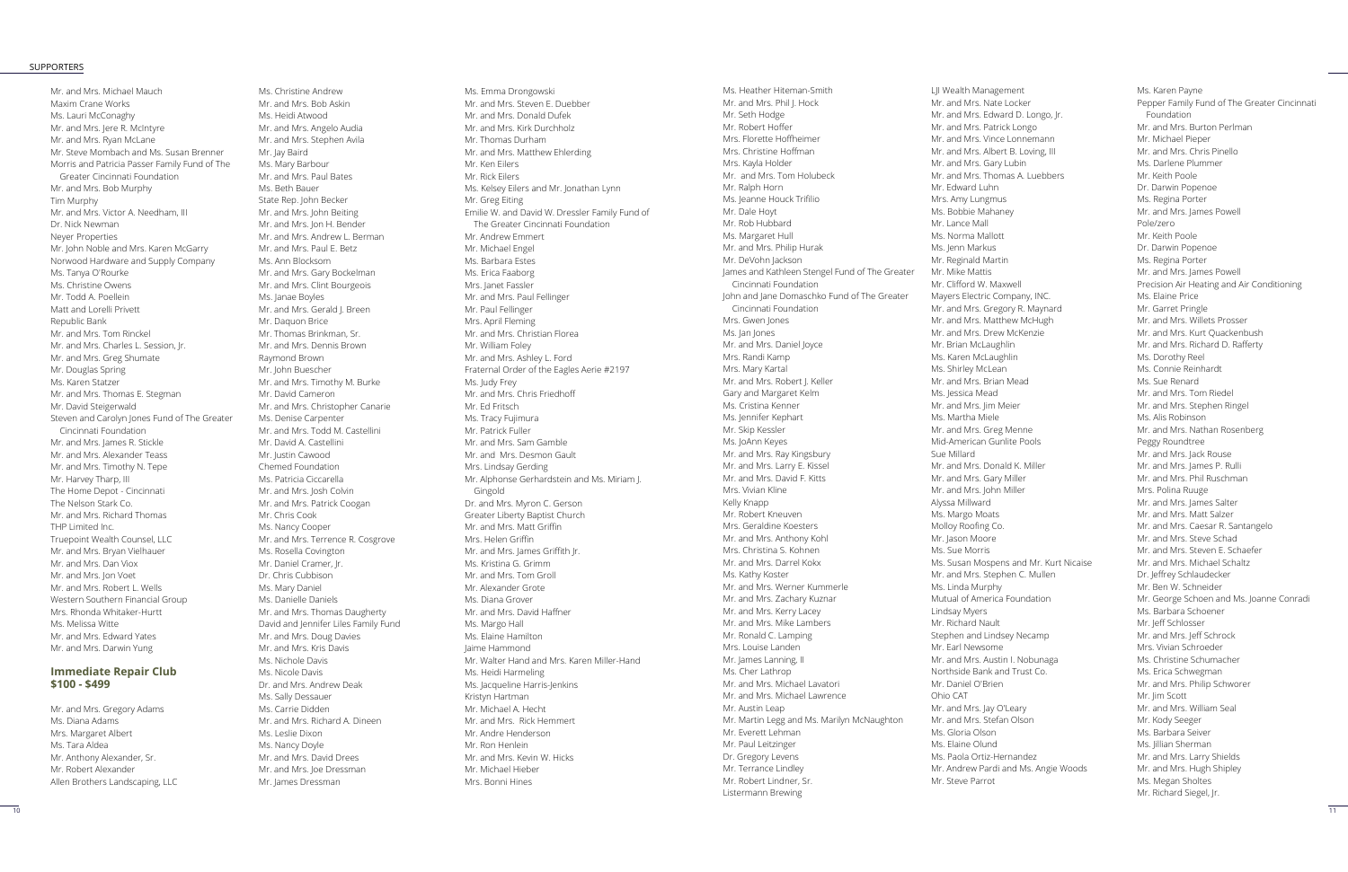Mr. and Mrs. Michael Mauch
Maxim Crane Works
Ms. Lauri McConaghy
Mr. and Mrs. Jere R. McIntyre
Mr. and Mrs. Ryan McLane
Mr. Steve Mombach and Ms. Susan Brenner
Morris and Patricia Passer Family Fund of The Greater Cincinnati Foundation
Mr. and Mrs. Bob Murphy
Tim Murphy
Mr. and Mrs. Victor A. Needham, III
Dr. Nick Newman
Neyer Properties
Mr. John Noble and Mrs. Karen McGarry
Norwood Hardware and Supply Company
Ms. Tanya O'Rourke
Ms. Christine Owens
Mr. Todd A. Poellein
Matt and Lorelli Privett
Republic Bank
Mr. and Mrs. Tom Rinckel
Mr. and Mrs. Charles L. Session, Jr.
Mr. and Mrs. Greg Shumate
Mr. Douglas Spring
Ms. Karen Statzer
Mr. and Mrs. Thomas E. Stegman
Mr. David Steigerwald
Steven and Carolyn Jones Fund of The Greater Cincinnati Foundation
Mr. and Mrs. James R. Stickle
Mr. and Mrs. Alexander Teass
Mr. and Mrs. Timothy N. Tepe
Mr. Harvey Tharp, III
The Home Depot - Cincinnati
The Nelson Stark Co.
Mr. and Mrs. Richard Thomas
THP Limited Inc.
Truepoint Wealth Counsel, LLC
Mr. and Mrs. Bryan Vielhauer
Mr. and Mrs. Dan Viox
Mr. and Mrs. Jon Voet
Mr. and Mrs. Robert L. Wells
Western Southern Financial Group
Mrs. Rhonda Whitaker-Hurtt
Ms. Melissa Witte
Mr. and Mrs. Edward Yates
Mr. and Mrs. Darwin Yung

## Immediate Repair Club
## $100 - $499

Mr. and Mrs. Gregory Adams
Ms. Diana Adams
Mrs. Margaret Albert
Ms. Tara Aldea
Mr. Anthony Alexander, Sr.
Mr. Robert Alexander
Allen Brothers Landscaping, LLC
Ms. Christine Andrew
Mr. and Mrs. Bob Askin
Ms. Heidi Atwood
Mr. and Mrs. Angelo Audia
Mr. and Mrs. Stephen Avila
Mr. Jay Baird
Ms. Mary Barbour
Mr. and Mrs. Paul Bates
Ms. Beth Bauer
State Rep. John Becker
Mr. and Mrs. John Beiting
Mr. and Mrs. Jon H. Bender
Mr. and Mrs. Andrew L. Berman
Mr. and Mrs. Paul E. Betz
Ms. Ann Blocksom
Mr. and Mrs. Gary Bockelman
Mr. and Mrs. Clint Bourgeois
Ms. Janae Boyles
Mr. and Mrs. Gerald J. Breen
Mr. Daquon Brice
Mr. Thomas Brinkman, Sr.
Mr. and Mrs. Dennis Brown
Raymond Brown
Mr. John Buescher
Mr. and Mrs. Timothy M. Burke
Mr. David Cameron
Mr. and Mrs. Christopher Canarie
Ms. Denise Carpenter
Mr. and Mrs. Todd M. Castellini
Mr. David A. Castellini
Mr. Justin Cawood
Chemed Foundation
Ms. Patricia Ciccarella
Mr. and Mrs. Josh Colvin
Mr. and Mrs. Patrick Coogan
Mr. Chris Cook
Ms. Nancy Cooper
Mr. and Mrs. Terrence R. Cosgrove
Ms. Rosella Covington
Mr. Daniel Cramer, Jr.
Dr. Chris Cubbison
Ms. Mary Daniel
Ms. Danielle Daniels
Mr. and Mrs. Thomas Daugherty
David and Jennifer Liles Family Fund
Mr. and Mrs. Doug Davies
Mr. and Mrs. Kris Davis
Ms. Nichole Davis
Ms. Nicole Davis
Dr. and Mrs. Andrew Deak
Ms. Sally Dessauer
Ms. Carrie Didden
Mr. and Mrs. Richard A. Dineen
Ms. Leslie Dixon
Ms. Nancy Doyle
Mr. and Mrs. David Drees
Mr. and Mrs. Joe Dressman
Mr. James Dressman
Ms. Emma Drongowski
Mr. and Mrs. Steven E. Duebber
Mr. and Mrs. Donald Dufek
Mr. and Mrs. Kirk Durchholz
Mr. Thomas Durham
Mr. and Mrs. Matthew Ehlerding
Mr. Ken Eilers
Mr. Rick Eilers
Ms. Kelsey Eilers and Mr. Jonathan Lynn
Mr. Greg Eiting
Emilie W. and David W. Dressler Family Fund of The Greater Cincinnati Foundation
Mr. Andrew Emmert
Mr. Michael Engel
Ms. Barbara Estes
Ms. Erica Faaborg
Mrs. Janet Fassler
Mr. and Mrs. Paul Fellinger
Mr. Paul Fellinger
Mrs. April Fleming
Mr. and Mrs. Christian Florea
Mr. William Foley
Mr. and Mrs. Ashley L. Ford
Fraternal Order of the Eagles Aerie #2197
Ms. Judy Frey
Mr. and Mrs. Chris Friedhoff
Mr. Ed Fritsch
Ms. Tracy Fujimura
Mr. Patrick Fuller
Mr. and Mrs. Sam Gamble
Mr. and Mrs. Desmon Gault
Mrs. Lindsay Gerding
Mr. Alphonse Gerhardstein and Ms. Miriam J. Gingold
Dr. and Mrs. Myron C. Gerson
Greater Liberty Baptist Church
Mr. and Mrs. Matt Griffin
Mrs. Helen Griffin
Mr. and Mrs. James Griffith Jr.
Ms. Kristina G. Grimm
Mr. and Mrs. Tom Groll
Mr. Alexander Grote
Ms. Diana Grover
Mr. and Mrs. David Haffner
Ms. Margo Hall
Ms. Elaine Hamilton
Jaime Hammond
Mr. Walter Hand and Mrs. Karen Miller-Hand
Ms. Heidi Harmeling
Ms. Jacqueline Harris-Jenkins
Kristyn Hartman
Mr. Michael A. Hecht
Mr. and Mrs. Rick Hemmert
Mr. Andre Henderson
Mr. Ron Henlein
Mr. and Mrs. Kevin W. Hicks
Mr. Michael Hieber
Mrs. Bonni Hines
Ms. Heather Hiteman-Smith
Mr. and Mrs. Phil J. Hock
Mr. Seth Hodge
Mr. Robert Hoffer
Mrs. Florette Hoffheimer
Mrs. Christine Hoffman
Mrs. Kayla Holder
Mr. and Mrs. Tom Holubeck
Mr. Ralph Horn
Ms. Jeanne Houck Trifilio
Mr. Dale Hoyt
Mr. Rob Hubbard
Ms. Margaret Hull
Mr. and Mrs. Philip Hurak
Mr. DeVohn Jackson
James and Kathleen Stengel Fund of The Greater Cincinnati Foundation
John and Jane Domaschko Fund of The Greater Cincinnati Foundation
Mrs. Gwen Jones
Ms. Jan Jones
Mr. and Mrs. Daniel Joyce
Mrs. Randi Kamp
Mrs. Mary Kartal
Mr. and Mrs. Robert J. Keller
Gary and Margaret Kelm
Ms. Cristina Kenner
Ms. Jennifer Kephart
Mr. Skip Kessler
Ms. JoAnn Keyes
Mr. and Mrs. Ray Kingsbury
Mr. and Mrs. Larry E. Kissel
Mr. and Mrs. David F. Kitts
Mrs. Vivian Kline
Kelly Knapp
Mr. Robert Kneuven
Mrs. Geraldine Koesters
Mr. and Mrs. Anthony Kohl
Mrs. Christina S. Kohnen
Mr. and Mrs. Darrel Kokx
Ms. Kathy Koster
Mr. and Mrs. Werner Kummerle
Mr. and Mrs. Zachary Kuznar
Mr. and Mrs. Kerry Lacey
Mr. and Mrs. Mike Lambers
Mr. Ronald C. Lamping
Mrs. Louise Landen
Mr. James Lanning, II
Ms. Cher Lathrop
Mr. and Mrs. Michael Lavatori
Mr. and Mrs. Michael Lawrence
Mr. Austin Leap
Mr. Martin Legg and Ms. Marilyn McNaughton
Mr. Everett Lehman
Mr. Paul Leitzinger
Dr. Gregory Levens
Mr. Terrance Lindley
Mr. Robert Lindner, Sr.
Listermann Brewing
LJI Wealth Management
Mr. and Mrs. Nate Locker
Mr. and Mrs. Edward D. Longo, Jr.
Mr. and Mrs. Patrick Longo
Mr. and Mrs. Vince Lonnemann
Mr. and Mrs. Albert B. Loving, III
Mr. and Mrs. Gary Lubin
Mr. and Mrs. Thomas A. Luebbers
Mr. Edward Luhn
Mrs. Amy Lungmus
Ms. Bobbie Mahaney
Mr. Lance Mall
Ms. Norma Mallott
Ms. Jenn Markus
Mr. Reginald Martin
Mr. Mike Mattis
Mr. Clifford W. Maxwell
Mayers Electric Company, INC.
Mr. and Mrs. Gregory R. Maynard
Mr. and Mrs. Matthew McHugh
Mr. and Mrs. Drew McKenzie
Mr. Brian McLaughlin
Ms. Karen McLaughlin
Ms. Shirley McLean
Mr. and Mrs. Brian Mead
Ms. Jessica Mead
Mr. and Mrs. Jim Meier
Ms. Martha Miele
Mr. and Mrs. Greg Menne
Mid-American Gunlite Pools
Sue Millard
Mr. and Mrs. Donald K. Miller
Mr. and Mrs. Gary Miller
Mr. and Mrs. John Miller
Alyssa Millward
Ms. Margo Moats
Molloy Roofing Co.
Mr. Jason Moore
Ms. Sue Morris
Ms. Susan Mospens and Mr. Kurt Nicaise
Mr. and Mrs. Stephen C. Mullen
Ms. Linda Murphy
Mutual of America Foundation
Lindsay Myers
Mr. Richard Nault
Stephen and Lindsey Necamp
Mr. Earl Newsome
Mr. and Mrs. Austin I. Nobunaga
Northside Bank and Trust Co.
Mr. Daniel O'Brien
Ohio CAT
Mr. and Mrs. Jay O'Leary
Mr. and Mrs. Stefan Olson
Ms. Gloria Olson
Ms. Elaine Olund
Ms. Paola Ortiz-Hernandez
Mr. Andrew Pardi and Ms. Angie Woods
Mr. Steve Parrot
Ms. Karen Payne
Pepper Family Fund of The Greater Cincinnati Foundation
Mr. and Mrs. Burton Perlman
Mr. Michael Pieper
Mr. and Mrs. Chris Pinello
Ms. Darlene Plummer
Mr. Keith Poole
Dr. Darwin Popenoe
Ms. Regina Porter
Mr. and Mrs. James Powell
Pole/zero
Mr. Keith Poole
Dr. Darwin Popenoe
Ms. Regina Porter
Mr. and Mrs. James Powell
Precision Air Heating and Air Conditioning
Ms. Elaine Price
Mr. Garret Pringle
Mr. and Mrs. Willets Prosser
Mr. and Mrs. Kurt Quackenbush
Mr. and Mrs. Richard D. Rafferty
Ms. Dorothy Reel
Ms. Connie Reinhardt
Ms. Sue Renard
Mr. and Mrs. Tom Riedel
Mr. and Mrs. Stephen Ringel
Ms. Alis Robinson
Mr. and Mrs. Nathan Rosenberg
Peggy Roundtree
Mr. and Mrs. Jack Rouse
Mr. and Mrs. James P. Rulli
Mr. and Mrs. Phil Ruschman
Mrs. Polina Ruuge
Mr. and Mrs. James Salter
Mr. and Mrs. Matt Salzer
Mr. and Mrs. Caesar R. Santangelo
Mr. and Mrs. Steve Schad
Mr. and Mrs. Steven E. Schaefer
Mr. and Mrs. Michael Schaltz
Dr. Jeffrey Schlaudecker
Mr. Ben W. Schneider
Mr. George Schoen and Ms. Joanne Conradi
Ms. Barbara Schoener
Mr. Jeff Schlosser
Mr. and Mrs. Jeff Schrock
Mrs. Vivian Schroeder
Ms. Christine Schumacher
Ms. Erica Schwegman
Mr. and Mrs. Philip Schworer
Mr. Jim Scott
Mr. and Mrs. William Seal
Mr. Kody Seeger
Ms. Barbara Seiver
Ms. Jillian Sherman
Mr. and Mrs. Larry Shields
Mr. and Mrs. Hugh Shipley
Ms. Megan Sholtes
Mr. Richard Siegel, Jr.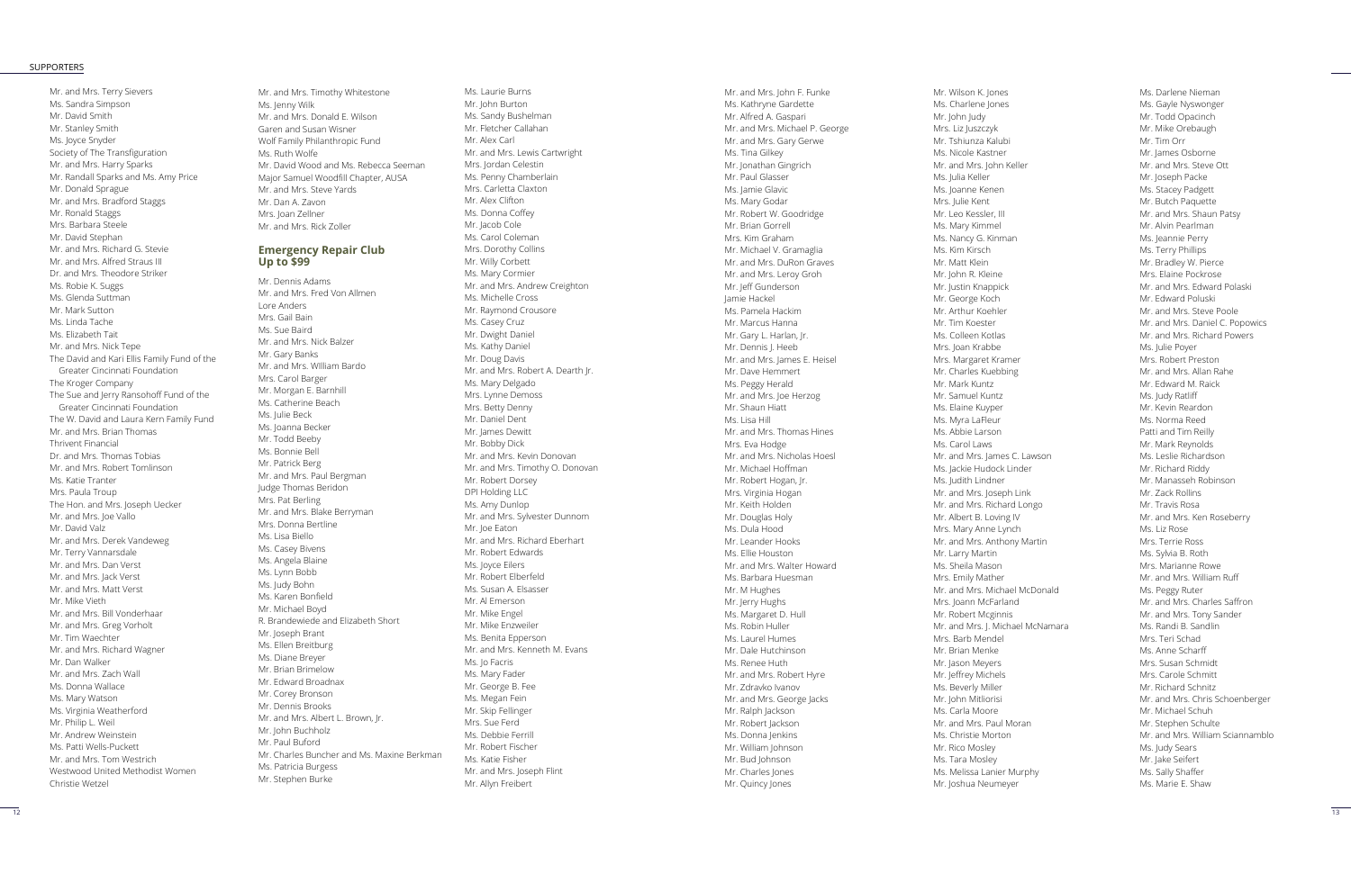Mr. and Mrs. Terry Sievers
Ms. Sandra Simpson
Mr. David Smith
Mr. Stanley Smith
Ms. Joyce Snyder
Society of The Transfiguration
Mr. and Mrs. Harry Sparks
Mr. Randall Sparks and Ms. Amy Price
Mr. Donald Sprague
Mr. and Mrs. Bradford Staggs
Mr. Ronald Staggs
Mrs. Barbara Steele
Mr. David Stephan
Mr. and Mrs. Richard G. Stevie
Mr. and Mrs. Alfred Straus III
Dr. and Mrs. Theodore Striker
Ms. Robie K. Suggs
Ms. Glenda Suttman
Mr. Mark Sutton
Ms. Linda Tache
Ms. Elizabeth Tait
Mr. and Mrs. Nick Tepe
The David and Kari Ellis Family Fund of the Greater Cincinnati Foundation
The Kroger Company
The Sue and Jerry Ransohoff Fund of the Greater Cincinnati Foundation
The W. David and Laura Kern Family Fund
Mr. and Mrs. Brian Thomas
Thrivent Financial
Dr. and Mrs. Thomas Tobias
Mr. and Mrs. Robert Tomlinson
Ms. Katie Tranter
Mrs. Paula Troup
The Hon. and Mrs. Joseph Uecker
Mr. and Mrs. Joe Vallo
Mr. David Valz
Mr. and Mrs. Derek Vandeweg
Mr. Terry Vannarsdale
Mr. and Mrs. Dan Verst
Mr. and Mrs. Jack Verst
Mr. and Mrs. Matt Verst
Mr. Mike Vieth
Mr. and Mrs. Bill Vonderhaar
Mr. and Mrs. Greg Vorholt
Mr. Tim Waechter
Mr. and Mrs. Richard Wagner
Mr. Dan Walker
Mr. and Mrs. Zach Wall
Ms. Donna Wallace
Ms. Mary Watson
Ms. Virginia Weatherford
Mr. Philip L. Weil
Mr. Andrew Weinstein
Ms. Patti Wells-Puckett
Mr. and Mrs. Tom Westrich
Westwood United Methodist Women
Christie Wetzel
Mr. and Mrs. Timothy Whitestone
Ms. Jenny Wilk
Mr. and Mrs. Donald E. Wilson
Garen and Susan Wisner
Wolf Family Philanthropic Fund
Ms. Ruth Wolfe
Mr. David Wood and Ms. Rebecca Seeman
Major Samuel Woodfill Chapter, AUSA
Mr. and Mrs. Steve Yards
Mr. Dan A. Zavon
Mrs. Joan Zellner
Mr. and Mrs. Rick Zoller

## Emergency Repair Club Up to $99

Mr. Dennis Adams
Mr. and Mrs. Fred Von Allmen
Lore Anders
Mrs. Gail Bain
Ms. Sue Baird
Mr. and Mrs. Nick Balzer
Mr. Gary Banks
Mr. and Mrs. William Bardo
Mrs. Carol Barger
Mr. Morgan E. Barnhill
Ms. Catherine Beach
Ms. Julie Beck
Ms. Joanna Becker
Mr. Todd Beeby
Ms. Bonnie Bell
Mr. Patrick Berg
Mr. and Mrs. Paul Bergman
Judge Thomas Beridon
Mrs. Pat Berling
Mr. and Mrs. Blake Berryman
Mrs. Donna Bertline
Ms. Lisa Biello
Ms. Casey Bivens
Ms. Angela Blaine
Ms. Lynn Bobb
Ms. Judy Bohn
Ms. Karen Bonfield
Mr. Michael Boyd
R. Brandewiede and Elizabeth Short
Mr. Joseph Brant
Ms. Ellen Breitburg
Ms. Diane Breyer
Mr. Brian Brimelow
Mr. Edward Broadnax
Mr. Corey Bronson
Mr. Dennis Brooks
Mr. and Mrs. Albert L. Brown, Jr.
Mr. John Buchholz
Mr. Paul Buford
Mr. Charles Buncher and Ms. Maxine Berkman
Ms. Patricia Burgess
Mr. Stephen Burke
Ms. Laurie Burns
Mr. John Burton
Ms. Sandy Bushelman
Mr. Fletcher Callahan
Mr. Alex Carl
Mr. and Mrs. Lewis Cartwright
Mrs. Jordan Celestin
Ms. Penny Chamberlain
Mrs. Carletta Claxton
Mr. Alex Clifton
Ms. Donna Coffey
Mr. Jacob Cole
Ms. Carol Coleman
Mrs. Dorothy Collins
Mr. Willy Corbett
Ms. Mary Cormier
Mr. and Mrs. Andrew Creighton
Ms. Michelle Cross
Mr. Raymond Crousore
Ms. Casey Cruz
Mr. Dwight Daniel
Ms. Kathy Daniel
Mr. Doug Davis
Mr. and Mrs. Robert A. Dearth Jr.
Ms. Mary Delgado
Mrs. Lynne Demoss
Mrs. Betty Denny
Mr. Daniel Dent
Mr. James Dewitt
Mr. Bobby Dick
Mr. and Mrs. Kevin Donovan
Mr. and Mrs. Timothy O. Donovan
Mr. Robert Dorsey
DPI Holding LLC
Ms. Amy Dunlop
Mr. and Mrs. Sylvester Dunnom
Mr. Joe Eaton
Mr. and Mrs. Richard Eberhart
Mr. Robert Edwards
Ms. Joyce Eilers
Mr. Robert Elberfeld
Ms. Susan A. Elsasser
Mr. Al Emerson
Mr. Mike Engel
Mr. Mike Enzweiler
Ms. Benita Epperson
Mr. and Mrs. Kenneth M. Evans
Ms. Jo Facris
Ms. Mary Fader
Mr. George B. Fee
Ms. Megan Fein
Mr. Skip Fellinger
Mrs. Sue Ferd
Ms. Debbie Ferrill
Mr. Robert Fischer
Ms. Katie Fisher
Mr. and Mrs. Joseph Flint
Mr. Allyn Freibert
Mr. and Mrs. John F. Funke
Ms. Kathryne Gardette
Mr. Alfred A. Gaspari
Mr. and Mrs. Michael P. George
Mr. and Mrs. Gary Gerwe
Ms. Tina Gilkey
Mr. Jonathan Gingrich
Mr. Paul Glasser
Ms. Jamie Glavic
Ms. Mary Godar
Mr. Robert W. Goodridge
Mr. Brian Gorrell
Mrs. Kim Graham
Mr. Michael V. Gramaglia
Mr. and Mrs. DuRon Graves
Mr. and Mrs. Leroy Groh
Mr. Jeff Gunderson
Jamie Hackel
Ms. Pamela Hackim
Mr. Marcus Hanna
Mr. Gary L. Harlan, Jr.
Mr. Dennis J. Heeb
Mr. and Mrs. James E. Heisel
Mr. Dave Hemmert
Ms. Peggy Herald
Mr. and Mrs. Joe Herzog
Mr. Shaun Hiatt
Ms. Lisa Hill
Mr. and Mrs. Thomas Hines
Mrs. Eva Hodge
Mr. and Mrs. Nicholas Hoesl
Mr. Michael Hoffman
Mr. Robert Hogan, Jr.
Mrs. Virginia Hogan
Mr. Keith Holden
Mr. Douglas Holy
Ms. Dula Hood
Mr. Leander Hooks
Ms. Ellie Houston
Mr. and Mrs. Walter Howard
Ms. Barbara Huesman
Mr. M Hughes
Mr. Jerry Hughs
Ms. Margaret D. Hull
Ms. Robin Huller
Ms. Laurel Humes
Mr. Dale Hutchinson
Ms. Renee Huth
Mr. and Mrs. Robert Hyre
Mr. Zdravko Ivanov
Mr. and Mrs. George Jacks
Mr. Ralph Jackson
Mr. Robert Jackson
Ms. Donna Jenkins
Mr. William Johnson
Mr. Bud Johnson
Mr. Charles Jones
Mr. Quincy Jones
Mr. Wilson K. Jones
Ms. Charlene Jones
Mr. John Judy
Mrs. Liz Juszczyk
Mr. Tshiunza Kalubi
Ms. Nicole Kastner
Mr. and Mrs. John Keller
Ms. Julia Keller
Ms. Joanne Kenen
Mrs. Julie Kent
Mr. Leo Kessler, III
Ms. Mary Kimmel
Ms. Nancy G. Kinman
Ms. Kim Kirsch
Mr. Matt Klein
Mr. John R. Kleine
Mr. Justin Knappick
Mr. George Koch
Mr. Arthur Koehler
Mr. Tim Koester
Ms. Colleen Kotlas
Mrs. Joan Krabbe
Mrs. Margaret Kramer
Mr. Charles Kuebbing
Mr. Mark Kuntz
Mr. Samuel Kuntz
Ms. Elaine Kuyper
Ms. Myra LaFleur
Ms. Abbie Larson
Ms. Carol Laws
Mr. and Mrs. James C. Lawson
Ms. Jackie Hudock Linder
Ms. Judith Lindner
Mr. and Mrs. Joseph Link
Mr. and Mrs. Richard Longo
Mr. Albert B. Loving IV
Mrs. Mary Anne Lynch
Mr. and Mrs. Anthony Martin
Mr. Larry Martin
Ms. Sheila Mason
Mrs. Emily Mather
Mr. and Mrs. Michael McDonald
Mrs. Joann McFarland
Mr. Robert Mcginnis
Mr. and Mrs. J. Michael McNamara
Mrs. Barb Mendel
Mr. Brian Menke
Mr. Jason Meyers
Mr. Jeffrey Michels
Ms. Beverly Miller
Mr. John Mitliorisi
Ms. Carla Moore
Mr. and Mrs. Paul Moran
Ms. Christie Morton
Mr. Rico Mosley
Ms. Tara Mosley
Ms. Melissa Lanier Murphy
Mr. Joshua Neumeyer
Ms. Darlene Nieman
Ms. Gayle Nyswonger
Mr. Todd Opacinch
Mr. Mike Orebaugh
Mr. Tim Orr
Mr. James Osborne
Mr. and Mrs. Steve Ott
Mr. Joseph Packe
Ms. Stacey Padgett
Mr. Butch Paquette
Mr. and Mrs. Shaun Patsy
Mr. Alvin Pearlman
Ms. Jeannie Perry
Ms. Terry Phillips
Mr. Bradley W. Pierce
Mrs. Elaine Pockrose
Mr. and Mrs. Edward Polaski
Mr. Edward Poluski
Mr. and Mrs. Steve Poole
Mr. and Mrs. Daniel C. Popowics
Mr. and Mrs. Richard Powers
Ms. Julie Poyer
Mrs. Robert Preston
Mr. and Mrs. Allan Rahe
Mr. Edward M. Raick
Ms. Judy Ratliff
Mr. Kevin Reardon
Ms. Norma Reed
Patti and Tim Reilly
Mr. Mark Reynolds
Ms. Leslie Richardson
Mr. Richard Riddy
Mr. Manasseh Robinson
Mr. Zack Rollins
Mr. Travis Rosa
Mr. and Mrs. Ken Roseberry
Ms. Liz Rose
Mrs. Terrie Ross
Ms. Sylvia B. Roth
Ms. Marianne Rowe
Mr. and Mrs. William Ruff
Ms. Peggy Ruter
Mr. and Mrs. Charles Saffron
Mr. and Mrs. Tony Sander
Ms. Randi B. Sandlin
Mrs. Teri Schad
Ms. Anne Scharff
Mrs. Susan Schmidt
Mrs. Carole Schmitt
Mr. Richard Schnitz
Mr. and Mrs. Chris Schoenberger
Mr. Michael Schuh
Mr. Stephen Schulte
Mr. and Mrs. William Sciannamblo
Ms. Judy Sears
Mr. Jake Seifert
Ms. Sally Shaffer
Ms. Marie E. Shaw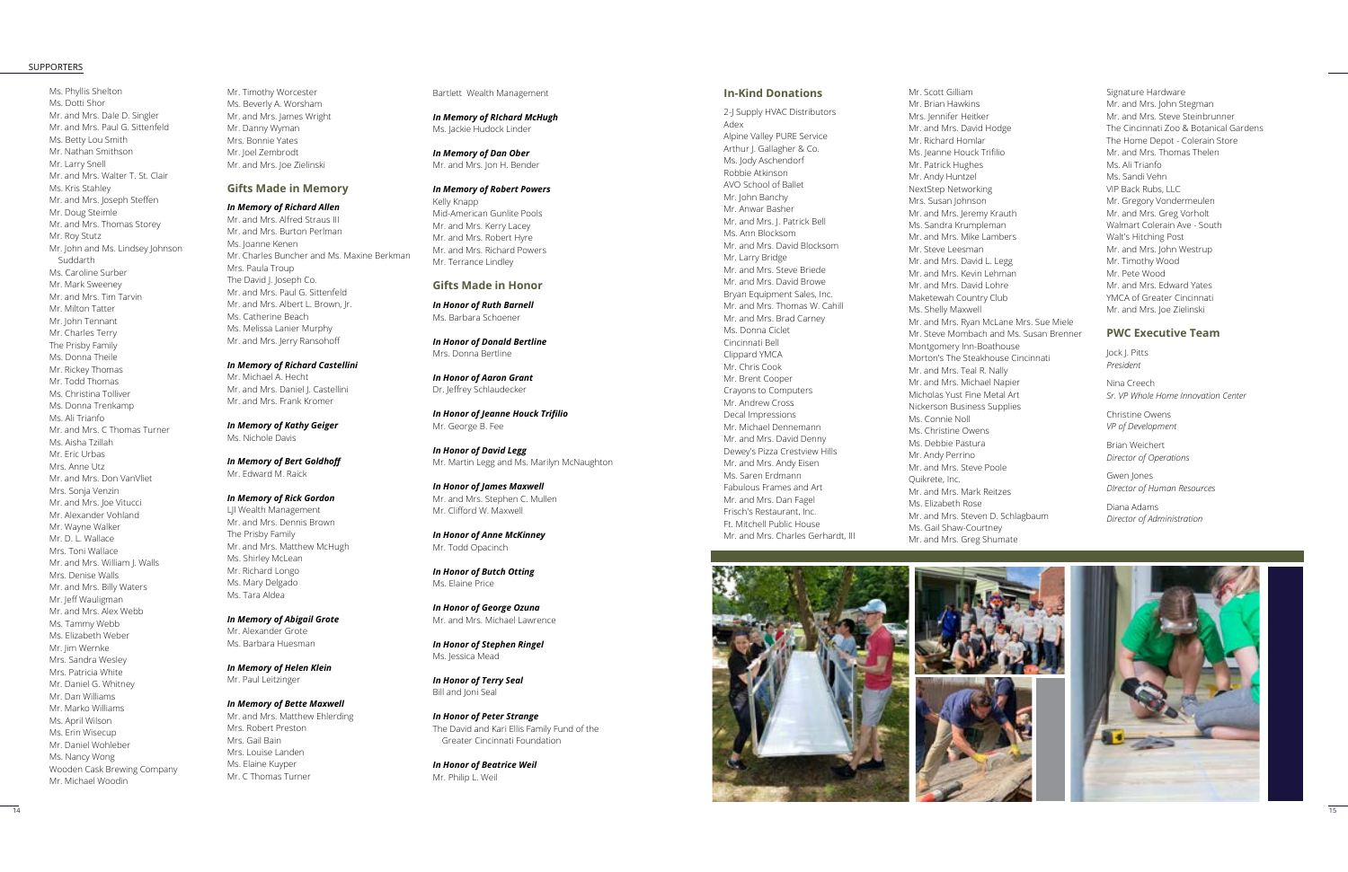Ms. Phyllis Shelton
Ms. Dotti Shor
Mr. and Mrs. Dale D. Singler
Mr. and Mrs. Paul G. Sittenfeld
Ms. Betty Lou Smith
Mr. Nathan Smithson
Mr. Larry Snell
Mr. and Mrs. Walter T. St. Clair
Ms. Kris Stahley
Mr. and Mrs. Joseph Steffen
Mr. Doug Steimle
Mr. and Mrs. Thomas Storey
Mr. Roy Stutz
Mr. John and Ms. Lindsey Johnson Suddarth
Ms. Caroline Surber
Mr. Mark Sweeney
Mr. and Mrs. Tim Tarvin
Mr. Milton Tatter
Mr. John Tennant
Mr. Charles Terry
The Prisby Family
Ms. Donna Theile
Mr. Rickey Thomas
Mr. Todd Thomas
Ms. Christina Tolliver
Ms. Donna Trenkamp
Ms. Ali Trianfo
Mr. and Mrs. C Thomas Turner
Ms. Aisha Tzillah
Mr. Eric Urbas
Mrs. Anne Utz
Mr. and Mrs. Don VanVliet
Mrs. Sonja Venzin
Mr. and Mrs. Joe Vitucci
Mr. Alexander Vohland
Mr. Wayne Walker
Mr. D. L. Wallace
Mrs. Toni Wallace
Mr. and Mrs. William J. Walls
Mrs. Denise Walls
Mr. and Mrs. Billy Waters
Mr. Jeff Wauligman
Mr. and Mrs. Alex Webb
Ms. Tammy Webb
Ms. Elizabeth Weber
Mr. Jim Wernke
Mrs. Sandra Wesley
Mrs. Patricia White
Mr. Daniel G. Whitney
Mr. Dan Williams
Mr. Marko Williams
Ms. April Wilson
Ms. Erin Wisecup
Mr. Daniel Wohleber
Ms. Nancy Wong
Wooden Cask Brewing Company
Mr. Michael Woodin

Mr. Timothy Worcester
Ms. Beverly A. Worsham
Mr. and Mrs. James Wright
Mr. Danny Wyman
Mrs. Bonnie Yates
Mr. Joel Zembrodt
Mr. and Mrs. Joe Zielinski

## Gifts Made in Memory

***In Memory of Richard Allen***
Mr. and Mrs. Alfred Straus III
Mr. and Mrs. Burton Perlman
Ms. Joanne Kenen
Mr. Charles Buncher and Ms. Maxine Berkman
Mrs. Paula Troup
The David J. Joseph Co.
Mr. and Mrs. Paul G. Sittenfeld
Mr. and Mrs. Albert L. Brown, Jr.
Ms. Catherine Beach
Ms. Melissa Lanier Murphy
Mr. and Mrs. Jerry Ransohoff

***In Memory of Richard Castellini***
Mr. Michael A. Hecht
Mr. and Mrs. Daniel J. Castellini
Mr. and Mrs. Frank Kromer

***In Memory of Kathy Geiger***
Ms. Nichole Davis

***In Memory of Bert Goldhoff***
Mr. Edward M. Raick

***In Memory of Rick Gordon***
LJI Wealth Management
Mr. and Mrs. Dennis Brown
The Prisby Family
Mr. and Mrs. Matthew McHugh
Ms. Shirley McLean
Mr. Richard Longo
Ms. Mary Delgado
Ms. Tara Aldea

***In Memory of Abigail Grote***
Mr. Alexander Grote
Ms. Barbara Huesman

***In Memory of Helen Klein***
Mr. Paul Leitzinger

***In Memory of Bette Maxwell***
Mr. and Mrs. Matthew Ehlerding
Mrs. Robert Preston
Mrs. Gail Bain
Mrs. Louise Landen
Ms. Elaine Kuyper
Mr. C Thomas Turner

Bartlett Wealth Management

***In Memory of RIchard McHugh***
Ms. Jackie Hudock Linder

***In Memory of Dan Ober***
Mr. and Mrs. Jon H. Bender

***In Memory of Robert Powers***
Kelly Knapp
Mid-American Gunlite Pools
Mr. and Mrs. Kerry Lacey
Mr. and Mrs. Robert Hyre
Mr. and Mrs. Richard Powers
Mr. Terrance Lindley

## Gifts Made in Honor

***In Honor of Ruth Barnell***
Ms. Barbara Schoener

***In Honor of Donald Bertline***
Mrs. Donna Bertline

***In Honor of Aaron Grant***
Dr. Jeffrey Schlaudecker

***In Honor of Jeanne Houck Trifilio***
Mr. George B. Fee

***In Honor of David Legg***
Mr. Martin Legg and Ms. Marilyn McNaughton

***In Honor of James Maxwell***
Mr. and Mrs. Stephen C. Mullen
Mr. Clifford W. Maxwell

***In Honor of Anne McKinney***
Mr. Todd Opacinch

***In Honor of Butch Otting***
Ms. Elaine Price

***In Honor of George Ozuna***
Mr. and Mrs. Michael Lawrence

***In Honor of Stephen Ringel***
Ms. Jessica Mead

***In Honor of Terry Seal***
Bill and Joni Seal

***In Honor of Peter Strange***
The David and Kari Ellis Family Fund of the Greater Cincinnati Foundation

***In Honor of Beatrice Weil***
Mr. Philip L. Weil

## In-Kind Donations

2-J Supply HVAC Distributors
Adex
Alpine Valley PURE Service
Arthur J. Gallagher & Co.
Ms. Jody Aschendorf
Robbie Atkinson
AVO School of Ballet
Mr. John Banchy
Mr. Anwar Basher
Mr. and Mrs. J. Patrick Bell
Ms. Ann Blocksom
Mr. and Mrs. David Blocksom
Mr. Larry Bridge
Mr. and Mrs. Steve Briede
Mr. and Mrs. David Browe
Bryan Equipment Sales, Inc.
Mr. and Mrs. Thomas W. Cahill
Mr. and Mrs. Brad Carney
Ms. Donna Ciclet
Cincinnati Bell
Clippard YMCA
Mr. Chris Cook
Mr. Brent Cooper
Crayons to Computers
Mr. Andrew Cross
Decal Impressions
Mr. Michael Dennemann
Mr. and Mrs. David Denny
Dewey's Pizza Crestview Hills
Mr. and Mrs. Andy Eisen
Ms. Saren Erdmann
Fabulous Frames and Art
Mr. and Mrs. Dan Fagel
Frisch's Restaurant, Inc.
Ft. Mitchell Public House
Mr. and Mrs. Charles Gerhardt, III
Mr. Scott Gilliam
Mr. Brian Hawkins
Mrs. Jennifer Heitker
Mr. and Mrs. David Hodge
Mr. Richard Homlar
Ms. Jeanne Houck Trifilio
Mr. Patrick Hughes
Mr. Andy Huntzel
NextStep Networking
Mrs. Susan Johnson
Mr. and Mrs. Jeremy Krauth
Ms. Sandra Krumpleman
Mr. and Mrs. Mike Lambers
Mr. Steve Leesman
Mr. and Mrs. David L. Legg
Mr. and Mrs. Kevin Lehman
Mr. and Mrs. David Lohre
Maketewah Country Club
Ms. Shelly Maxwell
Mr. and Mrs. Ryan McLane Mrs. Sue Miele
Mr. Steve Mombach and Ms. Susan Brenner
Montgomery Inn-Boathouse
Morton's The Steakhouse Cincinnati
Mr. and Mrs. Teal R. Nally
Mr. and Mrs. Michael Napier
Micholas Yust Fine Metal Art
Nickerson Business Supplies
Ms. Connie Noll
Ms. Christine Owens
Ms. Debbie Pastura
Mr. Andy Perrino
Mr. and Mrs. Steve Poole
Quikrete, Inc.
Mr. and Mrs. Mark Reitzes
Ms. Elizabeth Rose
Mr. and Mrs. Steven D. Schlagbaum
Ms. Gail Shaw-Courtney
Mr. and Mrs. Greg Shumate
Signature Hardware
Mr. and Mrs. John Stegman
Mr. and Mrs. Steve Steinbrunner
The Cincinnati Zoo & Botanical Gardens
The Home Depot - Colerain Store
Mr. and Mrs. Thomas Thelen
Ms. Ali Trianfo
Ms. Sandi Vehn
VIP Back Rubs, LLC
Mr. Gregory Vondermeulen
Mr. and Mrs. Greg Vorholt
Walmart Colerain Ave - South
Walt's Hitching Post
Mr. and Mrs. John Westrup
Mr. Timothy Wood
Mr. Pete Wood
Mr. and Mrs. Edward Yates
YMCA of Greater Cincinnati
Mr. and Mrs. Joe Zielinski

## PWC Executive Team

Jock J. Pitts
*President*

Nina Creech
*Sr. VP Whole Home Innovation Center*

Christine Owens
*VP of Development*

Brian Weichert
*Director of Operations*

Gwen Jones
*Director of Human Resources*

Diana Adams
*Director of Administration*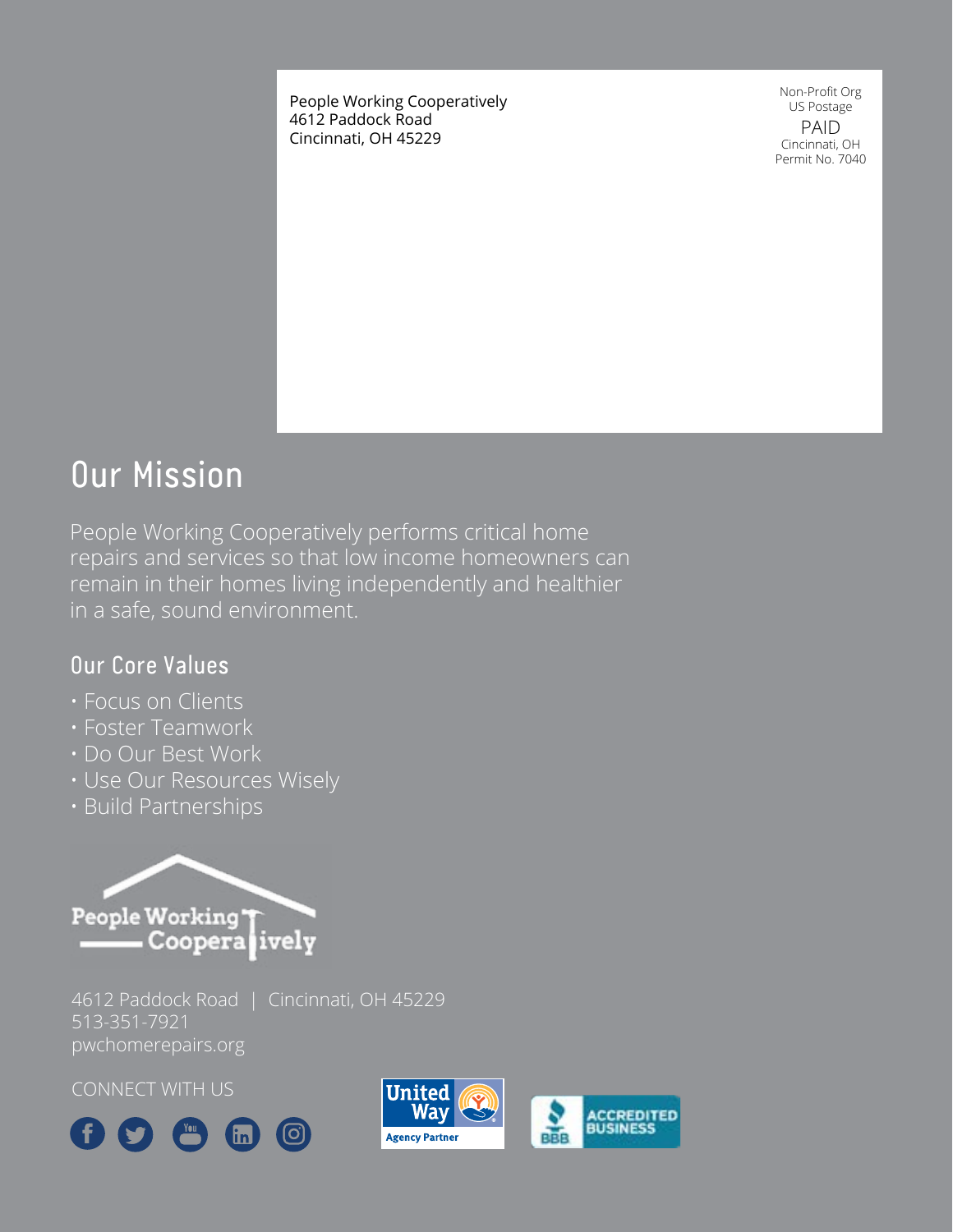People Working Cooperatively
4612 Paddock Road
Cincinnati, OH 45229

Non-Profit Org
US Postage
PAID
Cincinnati, OH
Permit No. 7040

# Our Mission

People Working Cooperatively performs critical home repairs and services so that low income homeowners can remain in their homes living independently and healthier in a safe, sound environment.

## Our Core Values

- Focus on Clients
- Foster Teamwork
- Do Our Best Work
- Use Our Resources Wisely
- Build Partnerships

People Working Cooperatively

4612 Paddock Road | Cincinnati, OH 45229
513-351-7921
pwchomerepairs.org

CONNECT WITH US

United Way Agency Partner

BBB ACCREDITED BUSINESS